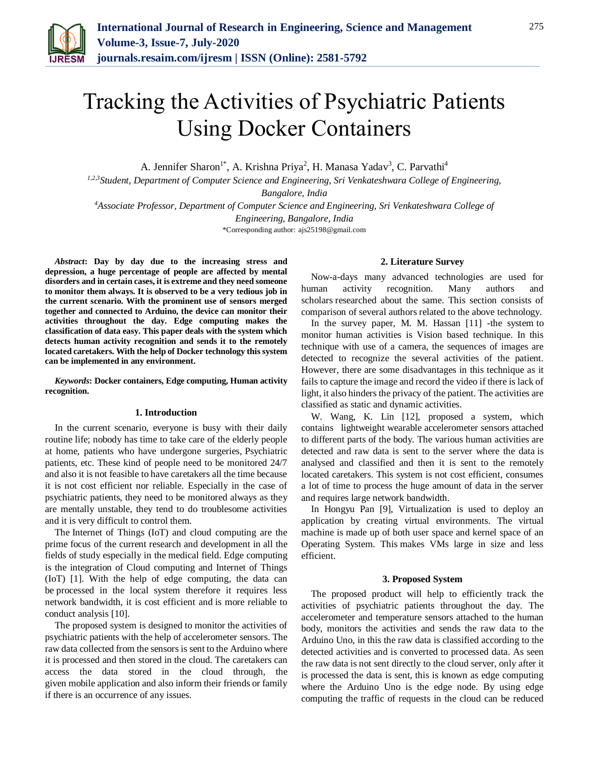# Tracking the Activities of Psychiatric Patients Using Docker Containers

A. Jennifer Sharon[1*], A. Krishna Priya[2], H. Manasa Yadav[3], C. Parvathi[4]

[1,2,3]*Student, Department of Computer Science and Engineering, Sri Venkateshwara College of Engineering, Bangalore, India*

[4]*Associate Professor, Department of Computer Science and Engineering, Sri Venkateshwara College of Engineering, Bangalore, India*

*Corresponding author: ajs25198@gmail.com

***Abstract*: Day by day due to the increasing stress and depression, a huge percentage of people are affected by mental disorders and in certain cases, it is extreme and they need someone to monitor them always. It is observed to be a very tedious job in the current scenario. With the prominent use of sensors merged together and connected to Arduino, the device can monitor their activities throughout the day. Edge computing makes the classification of data easy. This paper deals with the system which detects human activity recognition and sends it to the remotely located caretakers. With the help of Docker technology this system can be implemented in any environment.**

***Keywords*: Docker containers, Edge computing, Human activity recognition.**

## 1. Introduction

In the current scenario, everyone is busy with their daily routine life; nobody has time to take care of the elderly people at home, patients who have undergone surgeries, Psychiatric patients, etc. These kind of people need to be monitored 24/7 and also it is not feasible to have caretakers all the time because it is not cost efficient nor reliable. Especially in the case of psychiatric patients, they need to be monitored always as they are mentally unstable, they tend to do troublesome activities and it is very difficult to control them.

The Internet of Things (IoT) and cloud computing are the prime focus of the current research and development in all the fields of study especially in the medical field. Edge computing is the integration of Cloud computing and Internet of Things (IoT) [1]. With the help of edge computing, the data can be processed in the local system therefore it requires less network bandwidth, it is cost efficient and is more reliable to conduct analysis [10].

The proposed system is designed to monitor the activities of psychiatric patients with the help of accelerometer sensors. The raw data collected from the sensors is sent to the Arduino where it is processed and then stored in the cloud. The caretakers can access the data stored in the cloud through, the given mobile application and also inform their friends or family if there is an occurrence of any issues.

## 2. Literature Survey

Now-a-days many advanced technologies are used for human activity recognition. Many authors and scholars researched about the same. This section consists of comparison of several authors related to the above technology.

In the survey paper, M. M. Hassan [11] -the system to monitor human activities is Vision based technique. In this technique with use of a camera, the sequences of images are detected to recognize the several activities of the patient. However, there are some disadvantages in this technique as it fails to capture the image and record the video if there is lack of light, it also hinders the privacy of the patient. The activities are classified as static and dynamic activities.

W. Wang, K. Lin [12], proposed a system, which contains lightweight wearable accelerometer sensors attached to different parts of the body. The various human activities are detected and raw data is sent to the server where the data is analysed and classified and then it is sent to the remotely located caretakers. This system is not cost efficient, consumes a lot of time to process the huge amount of data in the server and requires large network bandwidth.

In Hongyu Pan [9], Virtualization is used to deploy an application by creating virtual environments. The virtual machine is made up of both user space and kernel space of an Operating System. This makes VMs large in size and less efficient.

## 3. Proposed System

The proposed product will help to efficiently track the activities of psychiatric patients throughout the day. The accelerometer and temperature sensors attached to the human body, monitors the activities and sends the raw data to the Arduino Uno, in this the raw data is classified according to the detected activities and is converted to processed data. As seen the raw data is not sent directly to the cloud server, only after it is processed the data is sent, this is known as edge computing where the Arduino Uno is the edge node. By using edge computing the traffic of requests in the cloud can be reduced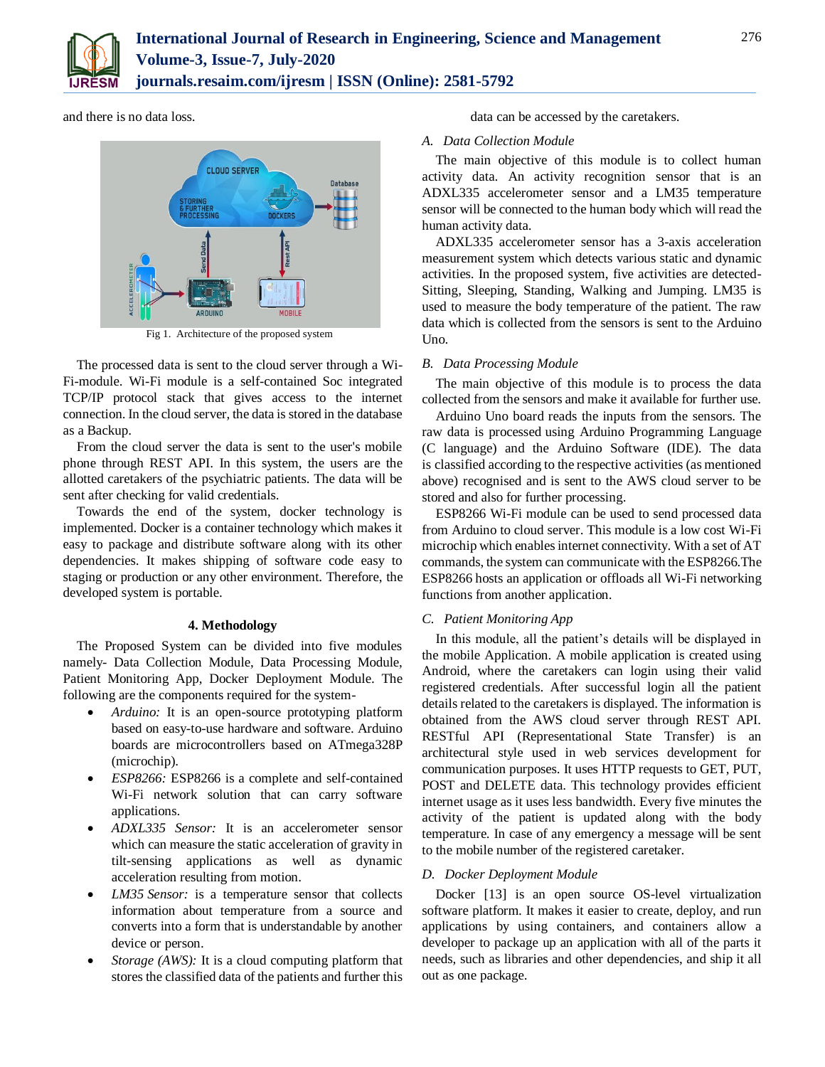and there is no data loss.

Fig 1. Architecture of the proposed system

The processed data is sent to the cloud server through a Wi-Fi-module. Wi-Fi module is a self-contained Soc integrated TCP/IP protocol stack that gives access to the internet connection. In the cloud server, the data is stored in the database as a Backup.

From the cloud server the data is sent to the user's mobile phone through REST API. In this system, the users are the allotted caretakers of the psychiatric patients. The data will be sent after checking for valid credentials.

Towards the end of the system, docker technology is implemented. Docker is a container technology which makes it easy to package and distribute software along with its other dependencies. It makes shipping of software code easy to staging or production or any other environment. Therefore, the developed system is portable.

## 4. Methodology

The Proposed System can be divided into five modules namely- Data Collection Module, Data Processing Module, Patient Monitoring App, Docker Deployment Module. The following are the components required for the system-

- *Arduino:* It is an open-source prototyping platform based on easy-to-use hardware and software. Arduino boards are microcontrollers based on ATmega328P (microchip).
- *ESP8266:* ESP8266 is a complete and self-contained Wi-Fi network solution that can carry software applications.
- *ADXL335 Sensor:* It is an accelerometer sensor which can measure the static acceleration of gravity in tilt-sensing applications as well as dynamic acceleration resulting from motion.
- *LM35 Sensor:* is a temperature sensor that collects information about temperature from a source and converts into a form that is understandable by another device or person.
- *Storage (AWS):* It is a cloud computing platform that stores the classified data of the patients and further this data can be accessed by the caretakers.

### *A. Data Collection Module*

The main objective of this module is to collect human activity data. An activity recognition sensor that is an ADXL335 accelerometer sensor and a LM35 temperature sensor will be connected to the human body which will read the human activity data.

ADXL335 accelerometer sensor has a 3-axis acceleration measurement system which detects various static and dynamic activities. In the proposed system, five activities are detected-Sitting, Sleeping, Standing, Walking and Jumping. LM35 is used to measure the body temperature of the patient. The raw data which is collected from the sensors is sent to the Arduino Uno.

### *B. Data Processing Module*

The main objective of this module is to process the data collected from the sensors and make it available for further use.

Arduino Uno board reads the inputs from the sensors. The raw data is processed using Arduino Programming Language (C language) and the Arduino Software (IDE). The data is classified according to the respective activities (as mentioned above) recognised and is sent to the AWS cloud server to be stored and also for further processing.

ESP8266 Wi-Fi module can be used to send processed data from Arduino to cloud server. This module is a low cost Wi-Fi microchip which enables internet connectivity. With a set of AT commands, the system can communicate with the ESP8266.The ESP8266 hosts an application or offloads all Wi-Fi networking functions from another application.

### *C. Patient Monitoring App*

In this module, all the patient's details will be displayed in the mobile Application. A mobile application is created using Android, where the caretakers can login using their valid registered credentials. After successful login all the patient details related to the caretakers is displayed. The information is obtained from the AWS cloud server through REST API. RESTful API (Representational State Transfer) is an architectural style used in web services development for communication purposes. It uses HTTP requests to GET, PUT, POST and DELETE data. This technology provides efficient internet usage as it uses less bandwidth. Every five minutes the activity of the patient is updated along with the body temperature. In case of any emergency a message will be sent to the mobile number of the registered caretaker.

### *D. Docker Deployment Module*

Docker [13] is an open source OS-level virtualization software platform. It makes it easier to create, deploy, and run applications by using containers, and containers allow a developer to package up an application with all of the parts it needs, such as libraries and other dependencies, and ship it all out as one package.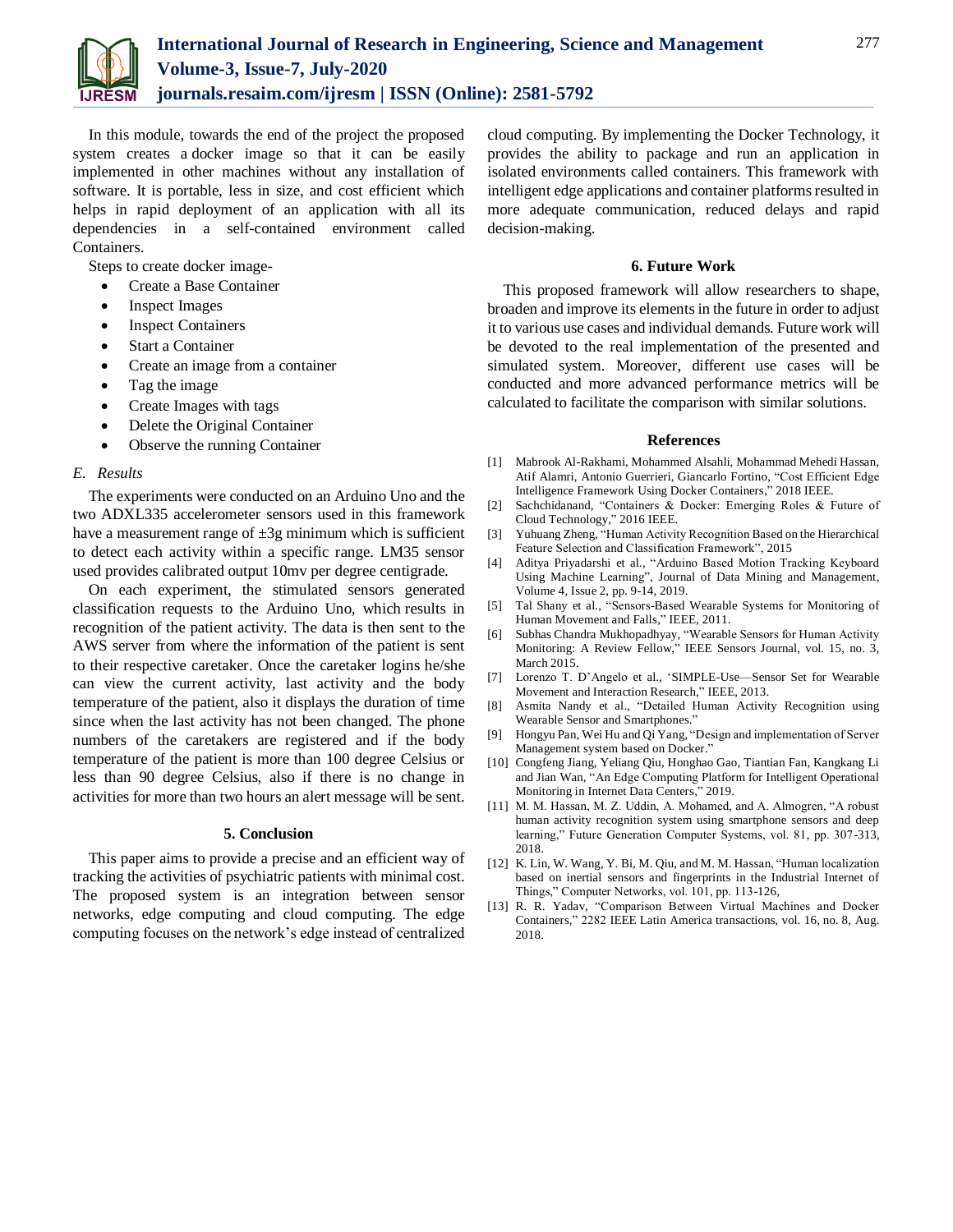In this module, towards the end of the project the proposed system creates a docker image so that it can be easily implemented in other machines without any installation of software. It is portable, less in size, and cost efficient which helps in rapid deployment of an application with all its dependencies in a self-contained environment called Containers.

Steps to create docker image-

- Create a Base Container
- Inspect Images
- Inspect Containers
- Start a Container
- Create an image from a container
- Tag the image
- Create Images with tags
- Delete the Original Container
- Observe the running Container

### *E. Results*

The experiments were conducted on an Arduino Uno and the two ADXL335 accelerometer sensors used in this framework have a measurement range of ±3g minimum which is sufficient to detect each activity within a specific range. LM35 sensor used provides calibrated output 10mv per degree centigrade.

On each experiment, the stimulated sensors generated classification requests to the Arduino Uno, which results in recognition of the patient activity. The data is then sent to the AWS server from where the information of the patient is sent to their respective caretaker. Once the caretaker logins he/she can view the current activity, last activity and the body temperature of the patient, also it displays the duration of time since when the last activity has not been changed. The phone numbers of the caretakers are registered and if the body temperature of the patient is more than 100 degree Celsius or less than 90 degree Celsius, also if there is no change in activities for more than two hours an alert message will be sent.

## 5. Conclusion

This paper aims to provide a precise and an efficient way of tracking the activities of psychiatric patients with minimal cost. The proposed system is an integration between sensor networks, edge computing and cloud computing. The edge computing focuses on the network's edge instead of centralized cloud computing. By implementing the Docker Technology, it provides the ability to package and run an application in isolated environments called containers. This framework with intelligent edge applications and container platforms resulted in more adequate communication, reduced delays and rapid decision-making.

## 6. Future Work

This proposed framework will allow researchers to shape, broaden and improve its elements in the future in order to adjust it to various use cases and individual demands. Future work will be devoted to the real implementation of the presented and simulated system. Moreover, different use cases will be conducted and more advanced performance metrics will be calculated to facilitate the comparison with similar solutions.

## References

[1] Mabrook Al-Rakhami, Mohammed Alsahli, Mohammad Mehedi Hassan, Atif Alamri, Antonio Guerrieri, Giancarlo Fortino, "Cost Efficient Edge Intelligence Framework Using Docker Containers," 2018 IEEE.

[2] Sachchidanand, "Containers & Docker: Emerging Roles & Future of Cloud Technology," 2016 IEEE.

[3] Yuhuang Zheng, "Human Activity Recognition Based on the Hierarchical Feature Selection and Classification Framework", 2015

[4] Aditya Priyadarshi et al., "Arduino Based Motion Tracking Keyboard Using Machine Learning", Journal of Data Mining and Management, Volume 4, Issue 2, pp. 9-14, 2019.

[5] Tal Shany et al., "Sensors-Based Wearable Systems for Monitoring of Human Movement and Falls," IEEE, 2011.

[6] Subhas Chandra Mukhopadhyay, "Wearable Sensors for Human Activity Monitoring: A Review Fellow," IEEE Sensors Journal, vol. 15, no. 3, March 2015.

[7] Lorenzo T. D'Angelo et al., 'SIMPLE-Use—Sensor Set for Wearable Movement and Interaction Research," IEEE, 2013.

[8] Asmita Nandy et al., "Detailed Human Activity Recognition using Wearable Sensor and Smartphones."

[9] Hongyu Pan, Wei Hu and Qi Yang, "Design and implementation of Server Management system based on Docker."

[10] Congfeng Jiang, Yeliang Qiu, Honghao Gao, Tiantian Fan, Kangkang Li and Jian Wan, "An Edge Computing Platform for Intelligent Operational Monitoring in Internet Data Centers," 2019.

[11] M. M. Hassan, M. Z. Uddin, A. Mohamed, and A. Almogren, "A robust human activity recognition system using smartphone sensors and deep learning," Future Generation Computer Systems, vol. 81, pp. 307-313, 2018.

[12] K. Lin, W. Wang, Y. Bi, M. Qiu, and M. M. Hassan, "Human localization based on inertial sensors and fingerprints in the Industrial Internet of Things," Computer Networks, vol. 101, pp. 113-126,

[13] R. R. Yadav, "Comparison Between Virtual Machines and Docker Containers," 2282 IEEE Latin America transactions, vol. 16, no. 8, Aug. 2018.